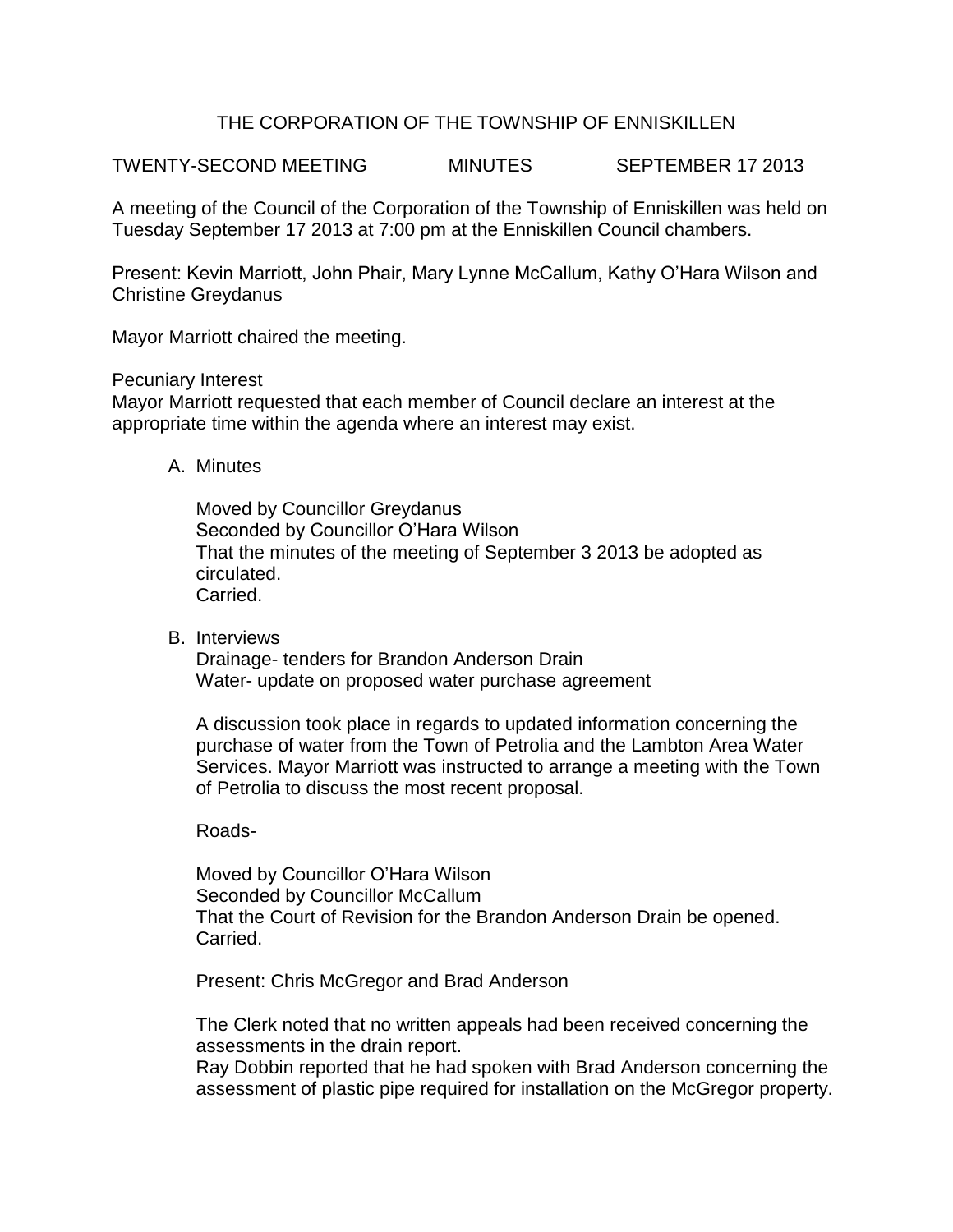# THE CORPORATION OF THE TOWNSHIP OF ENNISKILLEN

TWENTY-SECOND MEETING MINUTES SEPTEMBER 17 2013

A meeting of the Council of the Corporation of the Township of Enniskillen was held on Tuesday September 17 2013 at 7:00 pm at the Enniskillen Council chambers.

Present: Kevin Marriott, John Phair, Mary Lynne McCallum, Kathy O'Hara Wilson and Christine Greydanus

Mayor Marriott chaired the meeting.

Pecuniary Interest

Mayor Marriott requested that each member of Council declare an interest at the appropriate time within the agenda where an interest may exist.

A. Minutes

   Moved by Councillor Greydanus
   Seconded by Councillor O'Hara Wilson
   That the minutes of the meeting of September 3 2013 be adopted as circulated.
   Carried.

B. Interviews

   Drainage- tenders for Brandon Anderson Drain
   Water- update on proposed water purchase agreement

   A discussion took place in regards to updated information concerning the purchase of water from the Town of Petrolia and the Lambton Area Water Services. Mayor Marriott was instructed to arrange a meeting with the Town of Petrolia to discuss the most recent proposal.

   Roads-

   Moved by Councillor O'Hara Wilson
   Seconded by Councillor McCallum
   That the Court of Revision for the Brandon Anderson Drain be opened.
   Carried.

   Present: Chris McGregor and Brad Anderson

   The Clerk noted that no written appeals had been received concerning the assessments in the drain report.
   Ray Dobbin reported that he had spoken with Brad Anderson concerning the assessment of plastic pipe required for installation on the McGregor property.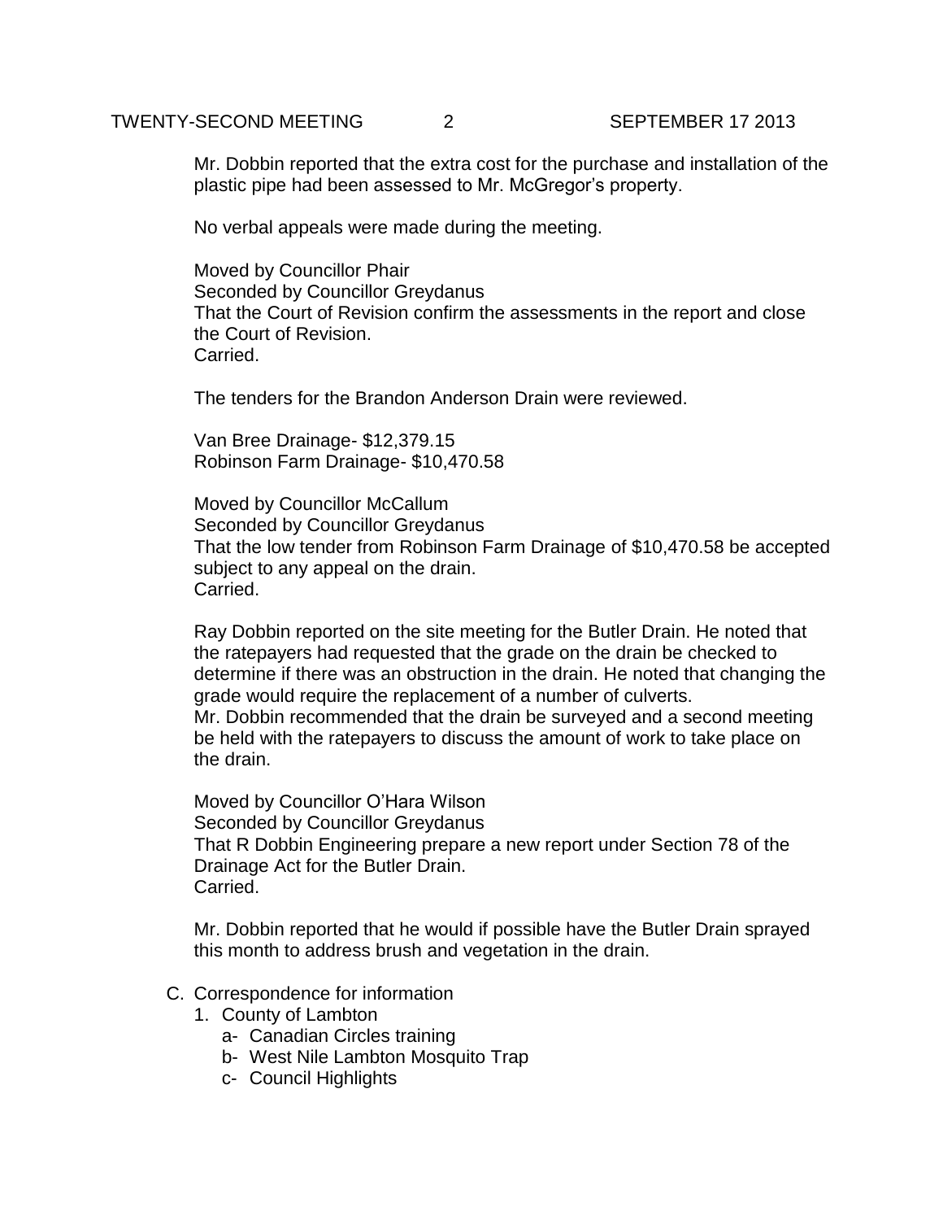Mr. Dobbin reported that the extra cost for the purchase and installation of the plastic pipe had been assessed to Mr. McGregor's property.

No verbal appeals were made during the meeting.

Moved by Councillor Phair
Seconded by Councillor Greydanus
That the Court of Revision confirm the assessments in the report and close the Court of Revision.
Carried.

The tenders for the Brandon Anderson Drain were reviewed.

Van Bree Drainage- $12,379.15
Robinson Farm Drainage- $10,470.58

Moved by Councillor McCallum
Seconded by Councillor Greydanus
That the low tender from Robinson Farm Drainage of $10,470.58 be accepted subject to any appeal on the drain.
Carried.

Ray Dobbin reported on the site meeting for the Butler Drain. He noted that the ratepayers had requested that the grade on the drain be checked to determine if there was an obstruction in the drain. He noted that changing the grade would require the replacement of a number of culverts.
Mr. Dobbin recommended that the drain be surveyed and a second meeting be held with the ratepayers to discuss the amount of work to take place on the drain.

Moved by Councillor O'Hara Wilson
Seconded by Councillor Greydanus
That R Dobbin Engineering prepare a new report under Section 78 of the Drainage Act for the Butler Drain.
Carried.

Mr. Dobbin reported that he would if possible have the Butler Drain sprayed this month to address brush and vegetation in the drain.

C. Correspondence for information
   1. County of Lambton
      a- Canadian Circles training
      b- West Nile Lambton Mosquito Trap
      c- Council Highlights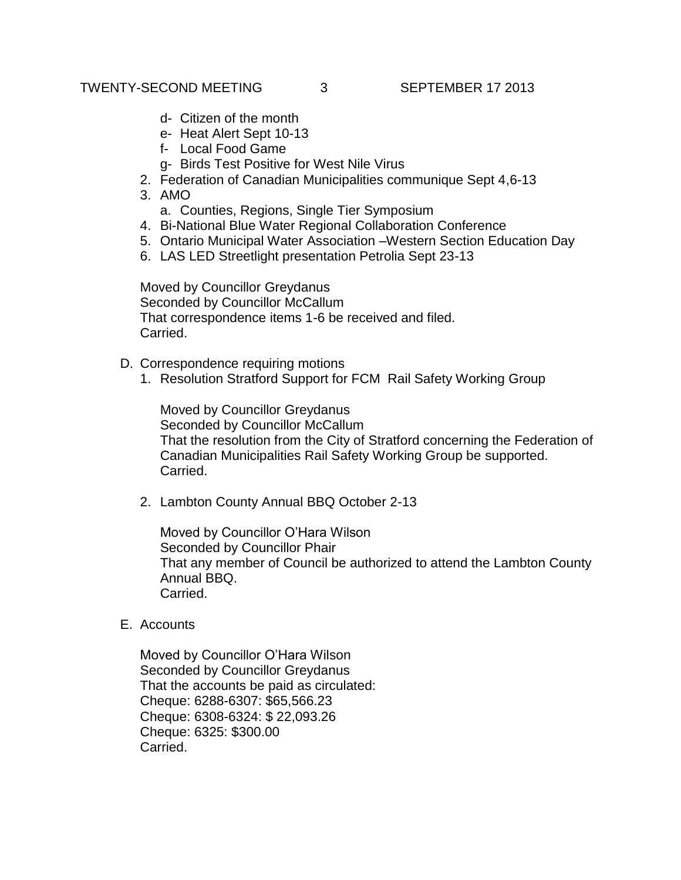- d- Citizen of the month
- e- Heat Alert Sept 10-13
- f- Local Food Game
- g- Birds Test Positive for West Nile Virus

2. Federation of Canadian Municipalities communique Sept 4,6-13
3. AMO
   a. Counties, Regions, Single Tier Symposium
4. Bi-National Blue Water Regional Collaboration Conference
5. Ontario Municipal Water Association –Western Section Education Day
6. LAS LED Streetlight presentation Petrolia Sept 23-13

Moved by Councillor Greydanus
Seconded by Councillor McCallum
That correspondence items 1-6 be received and filed.
Carried.

D. Correspondence requiring motions

1. Resolution Stratford Support for FCM Rail Safety Working Group

   Moved by Councillor Greydanus
   Seconded by Councillor McCallum
   That the resolution from the City of Stratford concerning the Federation of Canadian Municipalities Rail Safety Working Group be supported.
   Carried.

2. Lambton County Annual BBQ October 2-13

   Moved by Councillor O'Hara Wilson
   Seconded by Councillor Phair
   That any member of Council be authorized to attend the Lambton County Annual BBQ.
   Carried.

E. Accounts

Moved by Councillor O'Hara Wilson
Seconded by Councillor Greydanus
That the accounts be paid as circulated:
Cheque: 6288-6307: $65,566.23
Cheque: 6308-6324: $ 22,093.26
Cheque: 6325: $300.00
Carried.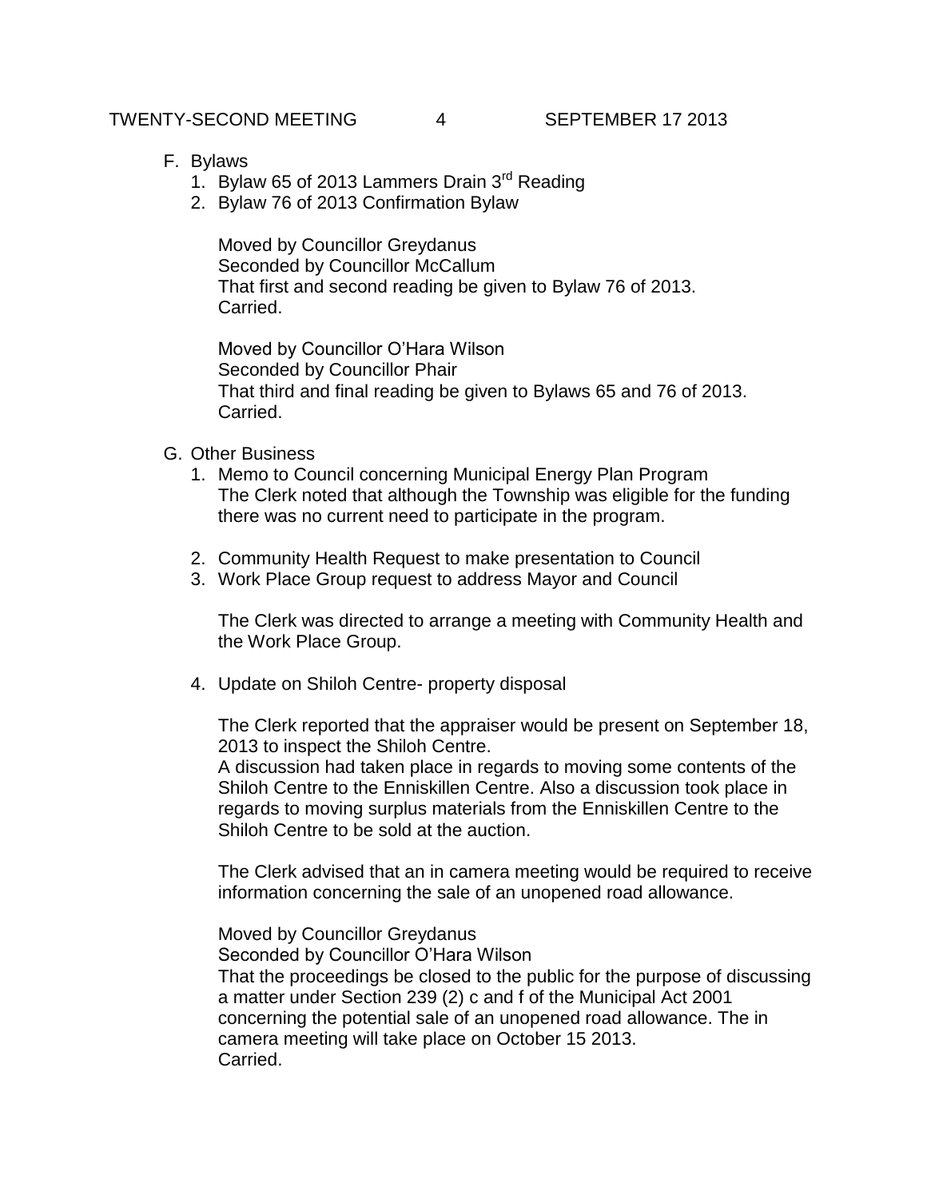F. Bylaws
   1. Bylaw 65 of 2013 Lammers Drain 3rd Reading
   2. Bylaw 76 of 2013 Confirmation Bylaw

   Moved by Councillor Greydanus
   Seconded by Councillor McCallum
   That first and second reading be given to Bylaw 76 of 2013.
   Carried.

   Moved by Councillor O'Hara Wilson
   Seconded by Councillor Phair
   That third and final reading be given to Bylaws 65 and 76 of 2013.
   Carried.

G. Other Business
   1. Memo to Council concerning Municipal Energy Plan Program
      The Clerk noted that although the Township was eligible for the funding there was no current need to participate in the program.

   2. Community Health Request to make presentation to Council
   3. Work Place Group request to address Mayor and Council

   The Clerk was directed to arrange a meeting with Community Health and the Work Place Group.

   4. Update on Shiloh Centre- property disposal

   The Clerk reported that the appraiser would be present on September 18, 2013 to inspect the Shiloh Centre.
   A discussion had taken place in regards to moving some contents of the Shiloh Centre to the Enniskillen Centre. Also a discussion took place in regards to moving surplus materials from the Enniskillen Centre to the Shiloh Centre to be sold at the auction.

   The Clerk advised that an in camera meeting would be required to receive information concerning the sale of an unopened road allowance.

   Moved by Councillor Greydanus
   Seconded by Councillor O'Hara Wilson
   That the proceedings be closed to the public for the purpose of discussing a matter under Section 239 (2) c and f of the Municipal Act 2001 concerning the potential sale of an unopened road allowance. The in camera meeting will take place on October 15 2013.
   Carried.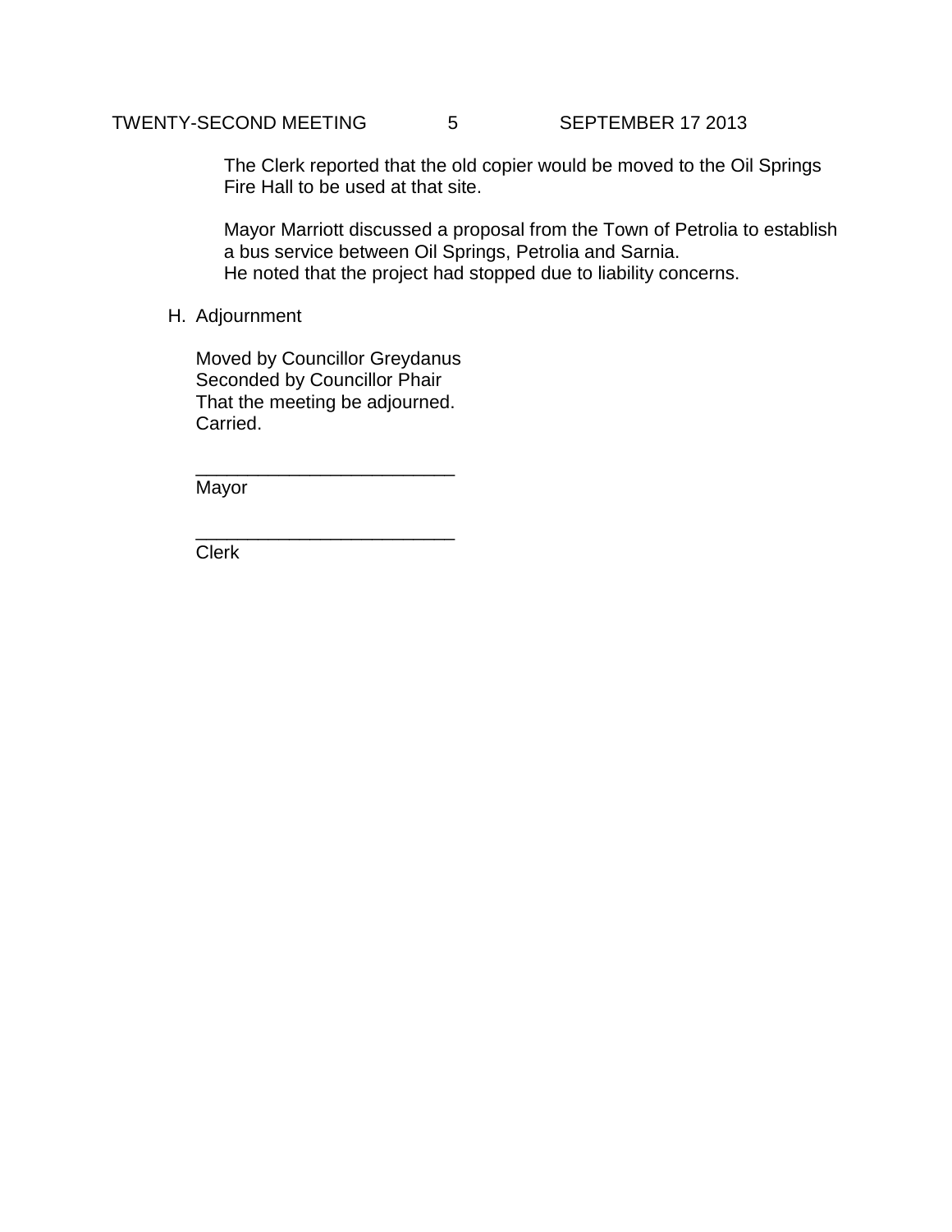The Clerk reported that the old copier would be moved to the Oil Springs Fire Hall to be used at that site.

Mayor Marriott discussed a proposal from the Town of Petrolia to establish a bus service between Oil Springs, Petrolia and Sarnia.
He noted that the project had stopped due to liability concerns.

H. Adjournment

Moved by Councillor Greydanus
Seconded by Councillor Phair
That the meeting be adjourned.
Carried.

_________________________
Mayor

_________________________
Clerk